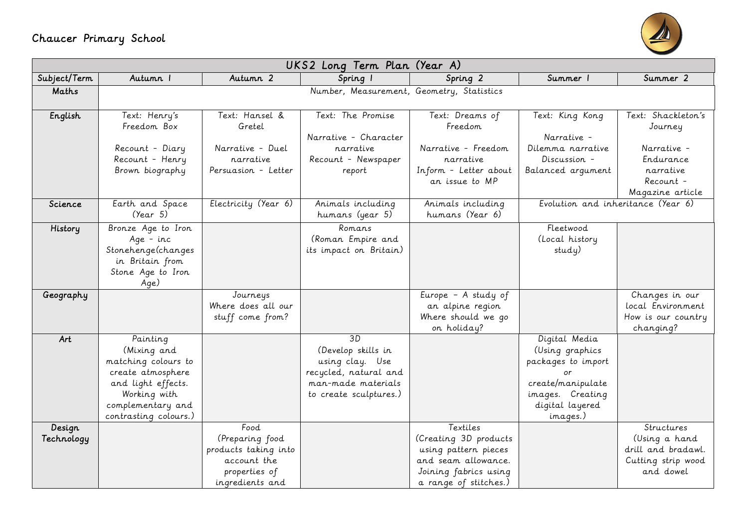# Chaucer Primary School

| UKS2 Long Term Plan (Year A) | | | | | | |
|---|---|---|---|---|---|---|
| **Subject/Term** | **Autumn 1** | **Autumn 2** | **Spring 1** | **Spring 2** | **Summer 1** | **Summer 2** |
| Maths | Number, Measurement, Geometry, Statistics | | | | | |
| English | Text: Henry's Freedom Box<br><br>Recount - Diary<br>Recount - Henry Brown biography | Text: Hansel & Gretel<br><br>Narrative - Duel narrative<br>Persuasion - Letter | Text: The Promise<br><br>Narrative - Character narrative<br>Recount - Newspaper report | Text: Dreams of Freedom<br><br>Narrative - Freedom narrative<br>Inform - Letter about an issue to MP | Text: King Kong<br><br>Narrative - Dilemma narrative<br>Discussion - Balanced argument | Text: Shackleton's Journey<br><br>Narrative - Endurance narrative<br>Recount - Magazine article |
| Science | Earth and Space (Year 5) | Electricity (Year 6) | Animals including humans (year 5) | Animals including humans (Year 6) | Evolution and inheritance (Year 6) | |
| History | Bronze Age to Iron Age - inc Stonehenge(changes in Britain from Stone Age to Iron Age) | | Romans (Roman Empire and its impact on Britain) | | Fleetwood (Local history study) | |
| Geography | | Journeys<br>Where does all our stuff come from? | | Europe – A study of an alpine region<br>Where should we go on holiday? | | Changes in our local Environment<br>How is our country changing? |
| Art | Painting (Mixing and matching colours to create atmosphere and light effects. Working with complementary and contrasting colours.) | | 3D (Develop skills in using clay. Use recycled, natural and man-made materials to create sculptures.) | | Digital Media (Using graphics packages to import or create/manipulate images. Creating digital layered images.) | |
| Design Technology | | Food (Preparing food products taking into account the properties of ingredients and | | Textiles (Creating 3D products using pattern pieces and seam allowance. Joining fabrics using a range of stitches.) | | Structures (Using a hand drill and bradawl. Cutting strip wood and dowel |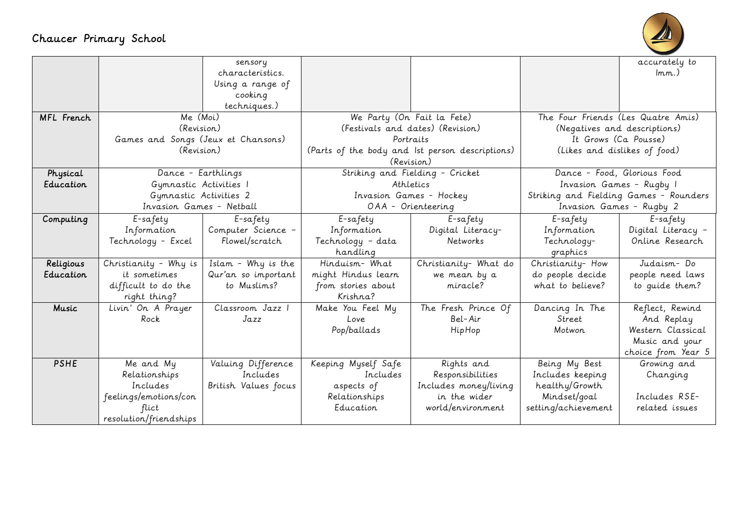Chaucer Primary School

| | | | | | | |
|---|---|---|---|---|---|---|
| | | sensory characteristics. Using a range of cooking techniques.) | | | | accurately to 1mm.) |
| MFL French | Me (Moi) (Revision) Games and Songs (Jeux et Chansons) (Revision) | | We Party (On Fait la Fete) (Festivals and dates) (Revision) Portraits (Parts of the body and 1st person descriptions) (Revision) | | The Four Friends (Les Quatre Amis) (Negatives and descriptions) It Grows (Ca Pousse) (Likes and dislikes of food) | |
| Physical Education | Dance - Earthlings Gymnastic Activities 1 Gymnastic Activities 2 Invasion Games - Netball | | Striking and Fielding - Cricket Athletics Invasion Games - Hockey OAA - Orienteering | | Dance - Food, Glorious Food Invasion Games - Rugby 1 Striking and Fielding Games - Rounders Invasion Games - Rugby 2 | |
| Computing | E-safety Information Technology - Excel | E-safety Computer Science - Flowel/scratch | E-safety Information Technology - data handling | E-safety Digital Literacy- Networks | E-safety Information Technology- graphics | E-safety Digital Literacy - Online Research |
| Religious Education | Christianity - Why is it sometimes difficult to do the right thing? | Islam - Why is the Qur'an so important to Muslims? | Hinduism- What might Hindus learn from stories about Krishna? | Christianity- What do we mean by a miracle? | Christianity- How do people decide what to believe? | Judaism- Do people need laws to guide them? |
| Music | Livin' On A Prayer Rock | Classroom Jazz 1 Jazz | Make You Feel My Love Pop/ballads | The Fresh Prince Of Bel-Air HipHop | Dancing In The Street Motwon | Reflect, Rewind And Replay Western Classical Music and your choice from Year 5 |
| PSHE | Me and My Relationships Includes feelings/emotions/conflict resolution/friendships | Valuing Difference Includes British Values focus | Keeping Myself Safe Includes aspects of Relationships Education | Rights and Responsibilities Includes money/living in the wider world/environment | Being My Best Includes keeping healthy/Growth Mindset/goal setting/achievement | Growing and Changing Includes RSE-related issues |